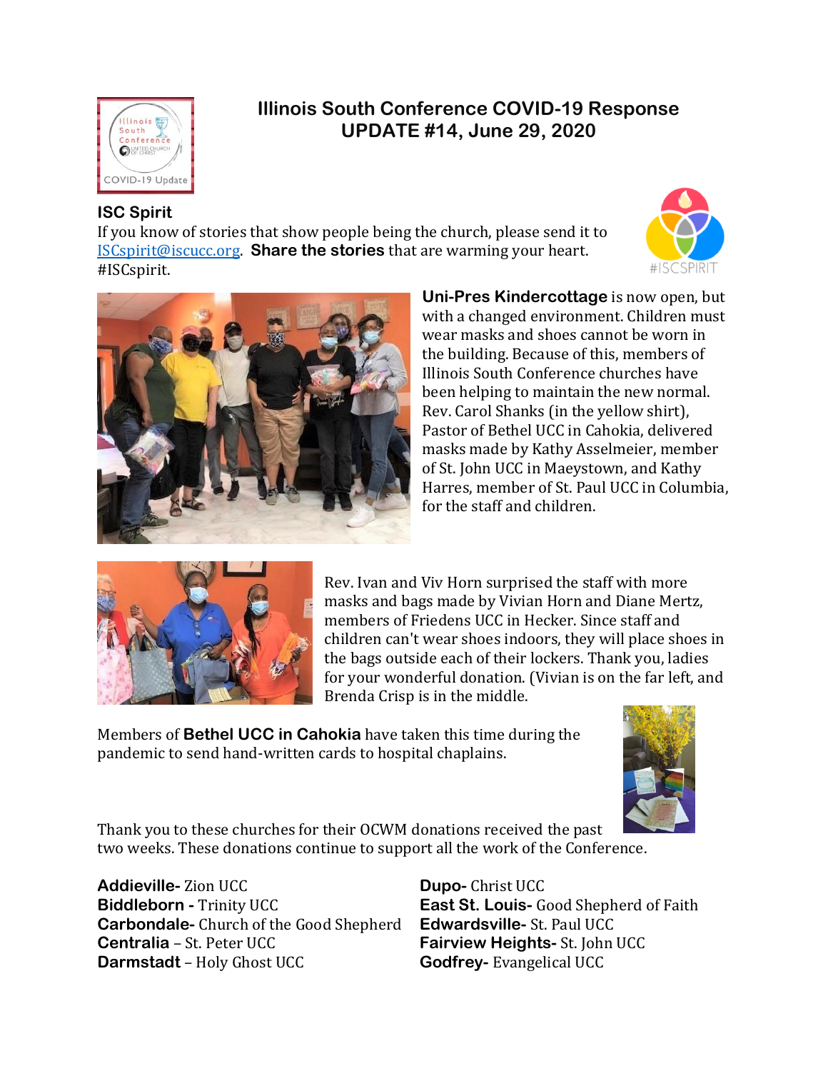# Illinois South Conference COVID-19 Response
## UPDATE #14, June 29, 2020

### ISC Spirit

If you know of stories that show people being the church, please send it to ISCspirit@iscucc.org. **Share the stories** that are warming your heart. #ISCspirit.

**Uni-Pres Kindercottage** is now open, but with a changed environment. Children must wear masks and shoes cannot be worn in the building. Because of this, members of Illinois South Conference churches have been helping to maintain the new normal. Rev. Carol Shanks (in the yellow shirt), Pastor of Bethel UCC in Cahokia, delivered masks made by Kathy Asselmeier, member of St. John UCC in Maeystown, and Kathy Harres, member of St. Paul UCC in Columbia, for the staff and children.

Rev. Ivan and Viv Horn surprised the staff with more masks and bags made by Vivian Horn and Diane Mertz, members of Friedens UCC in Hecker. Since staff and children can't wear shoes indoors, they will place shoes in the bags outside each of their lockers. Thank you, ladies for your wonderful donation. (Vivian is on the far left, and Brenda Crisp is in the middle.

Members of **Bethel UCC in Cahokia** have taken this time during the pandemic to send hand-written cards to hospital chaplains.

Thank you to these churches for their OCWM donations received the past two weeks. These donations continue to support all the work of the Conference.

**Addieville-** Zion UCC
**Biddleborn -** Trinity UCC
**Carbondale-** Church of the Good Shepherd
**Centralia** – St. Peter UCC
**Darmstadt** – Holy Ghost UCC
**Dupo-** Christ UCC
**East St. Louis-** Good Shepherd of Faith
**Edwardsville-** St. Paul UCC
**Fairview Heights-** St. John UCC
**Godfrey-** Evangelical UCC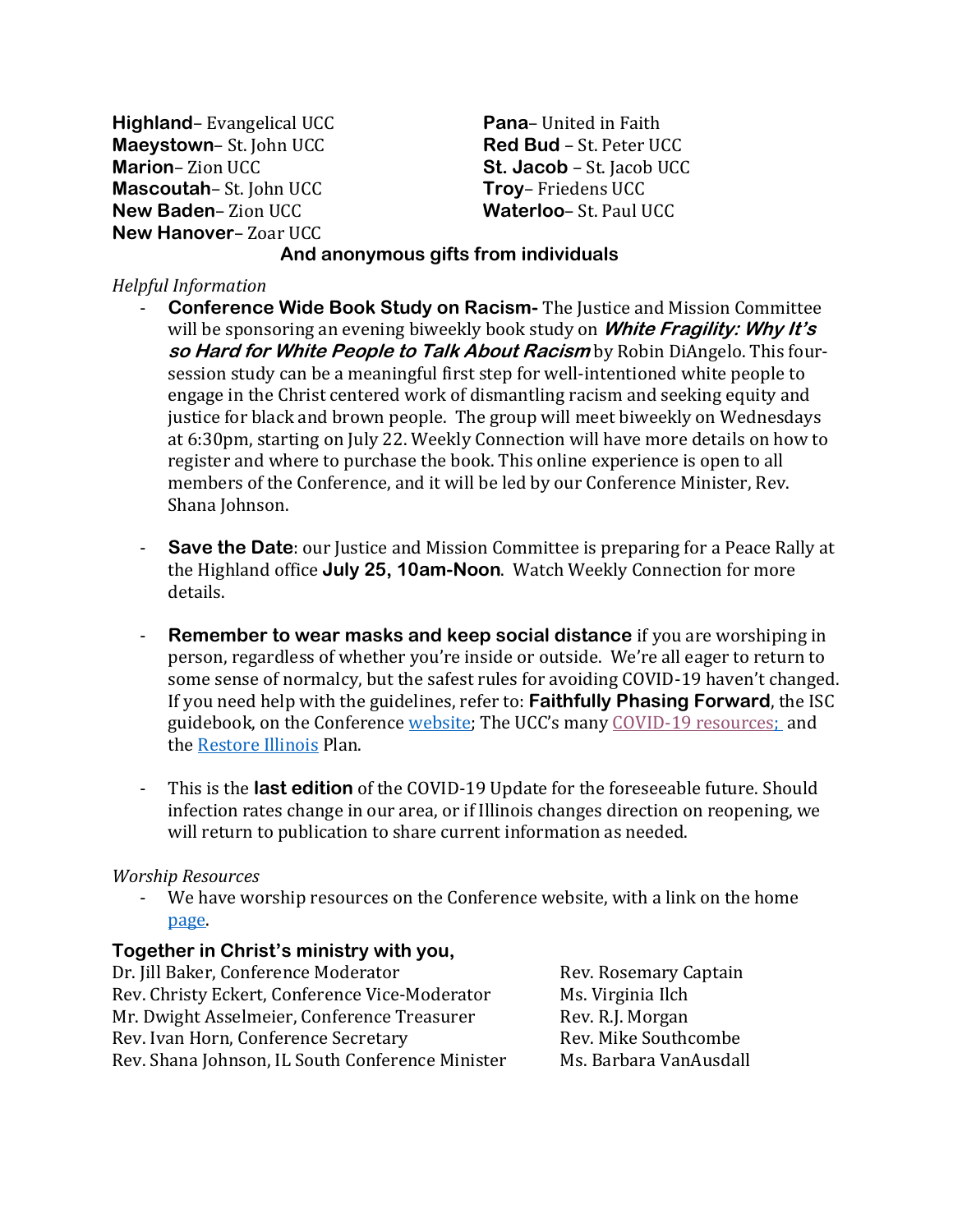**Highland**– Evangelical UCC
**Maeystown**– St. John UCC
**Marion**– Zion UCC
**Mascoutah**– St. John UCC
**New Baden**– Zion UCC
**New Hanover**– Zoar UCC
**Pana**– United in Faith
**Red Bud** – St. Peter UCC
**St. Jacob** – St. Jacob UCC
**Troy**– Friedens UCC
**Waterloo**– St. Paul UCC

**And anonymous gifts from individuals**

*Helpful Information*

- **Conference Wide Book Study on Racism-** The Justice and Mission Committee will be sponsoring an evening biweekly book study on ***White Fragility: Why It's so Hard for White People to Talk About Racism*** by Robin DiAngelo. This four-session study can be a meaningful first step for well-intentioned white people to engage in the Christ centered work of dismantling racism and seeking equity and justice for black and brown people. The group will meet biweekly on Wednesdays at 6:30pm, starting on July 22. Weekly Connection will have more details on how to register and where to purchase the book. This online experience is open to all members of the Conference, and it will be led by our Conference Minister, Rev. Shana Johnson.

- **Save the Date**: our Justice and Mission Committee is preparing for a Peace Rally at the Highland office **July 25, 10am-Noon**. Watch Weekly Connection for more details.

- **Remember to wear masks and keep social distance** if you are worshiping in person, regardless of whether you're inside or outside. We're all eager to return to some sense of normalcy, but the safest rules for avoiding COVID-19 haven't changed. If you need help with the guidelines, refer to: **Faithfully Phasing Forward**, the ISC guidebook, on the Conference website; The UCC's many COVID-19 resources; and the Restore Illinois Plan.

- This is the **last edition** of the COVID-19 Update for the foreseeable future. Should infection rates change in our area, or if Illinois changes direction on reopening, we will return to publication to share current information as needed.

*Worship Resources*

- We have worship resources on the Conference website, with a link on the home page.

**Together in Christ's ministry with you,**

Dr. Jill Baker, Conference Moderator
Rev. Christy Eckert, Conference Vice-Moderator
Mr. Dwight Asselmeier, Conference Treasurer
Rev. Ivan Horn, Conference Secretary
Rev. Shana Johnson, IL South Conference Minister
Rev. Rosemary Captain
Ms. Virginia Ilch
Rev. R.J. Morgan
Rev. Mike Southcombe
Ms. Barbara VanAusdall